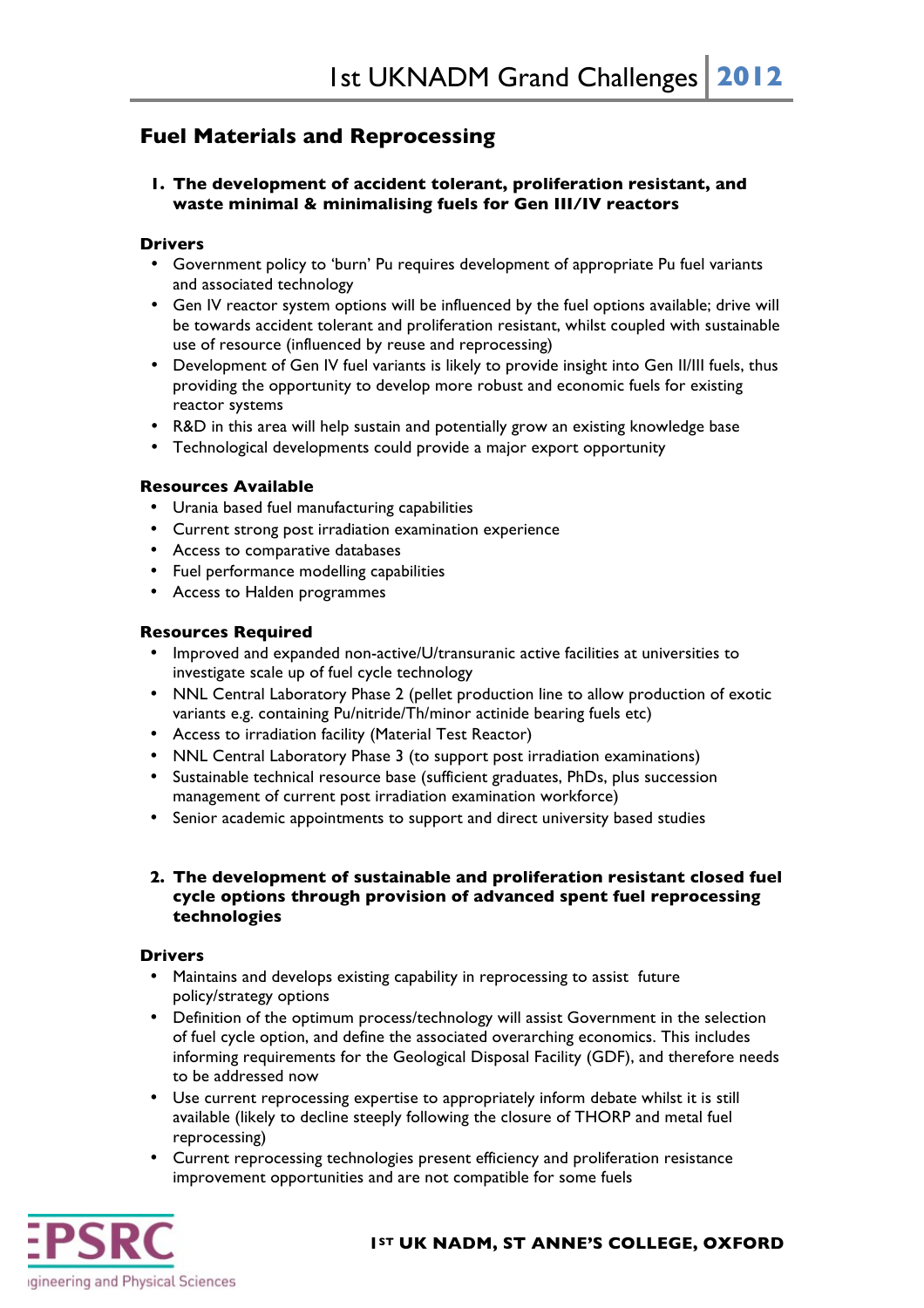## Fuel Materials and Reprocessing

### 1. The development of accident tolerant, proliferation resistant, and waste minimal & minimalising fuels for Gen III/IV reactors

**Drivers**

- Government policy to 'burn' Pu requires development of appropriate Pu fuel variants and associated technology
- Gen IV reactor system options will be influenced by the fuel options available; drive will be towards accident tolerant and proliferation resistant, whilst coupled with sustainable use of resource (influenced by reuse and reprocessing)
- Development of Gen IV fuel variants is likely to provide insight into Gen II/III fuels, thus providing the opportunity to develop more robust and economic fuels for existing reactor systems
- R&D in this area will help sustain and potentially grow an existing knowledge base
- Technological developments could provide a major export opportunity

**Resources Available**

- Urania based fuel manufacturing capabilities
- Current strong post irradiation examination experience
- Access to comparative databases
- Fuel performance modelling capabilities
- Access to Halden programmes

**Resources Required**

- Improved and expanded non-active/U/transuranic active facilities at universities to investigate scale up of fuel cycle technology
- NNL Central Laboratory Phase 2 (pellet production line to allow production of exotic variants e.g. containing Pu/nitride/Th/minor actinide bearing fuels etc)
- Access to irradiation facility (Material Test Reactor)
- NNL Central Laboratory Phase 3 (to support post irradiation examinations)
- Sustainable technical resource base (sufficient graduates, PhDs, plus succession management of current post irradiation examination workforce)
- Senior academic appointments to support and direct university based studies

### 2. The development of sustainable and proliferation resistant closed fuel cycle options through provision of advanced spent fuel reprocessing technologies

**Drivers**

- Maintains and develops existing capability in reprocessing to assist future policy/strategy options
- Definition of the optimum process/technology will assist Government in the selection of fuel cycle option, and define the associated overarching economics. This includes informing requirements for the Geological Disposal Facility (GDF), and therefore needs to be addressed now
- Use current reprocessing expertise to appropriately inform debate whilst it is still available (likely to decline steeply following the closure of THORP and metal fuel reprocessing)
- Current reprocessing technologies present efficiency and proliferation resistance improvement opportunities and are not compatible for some fuels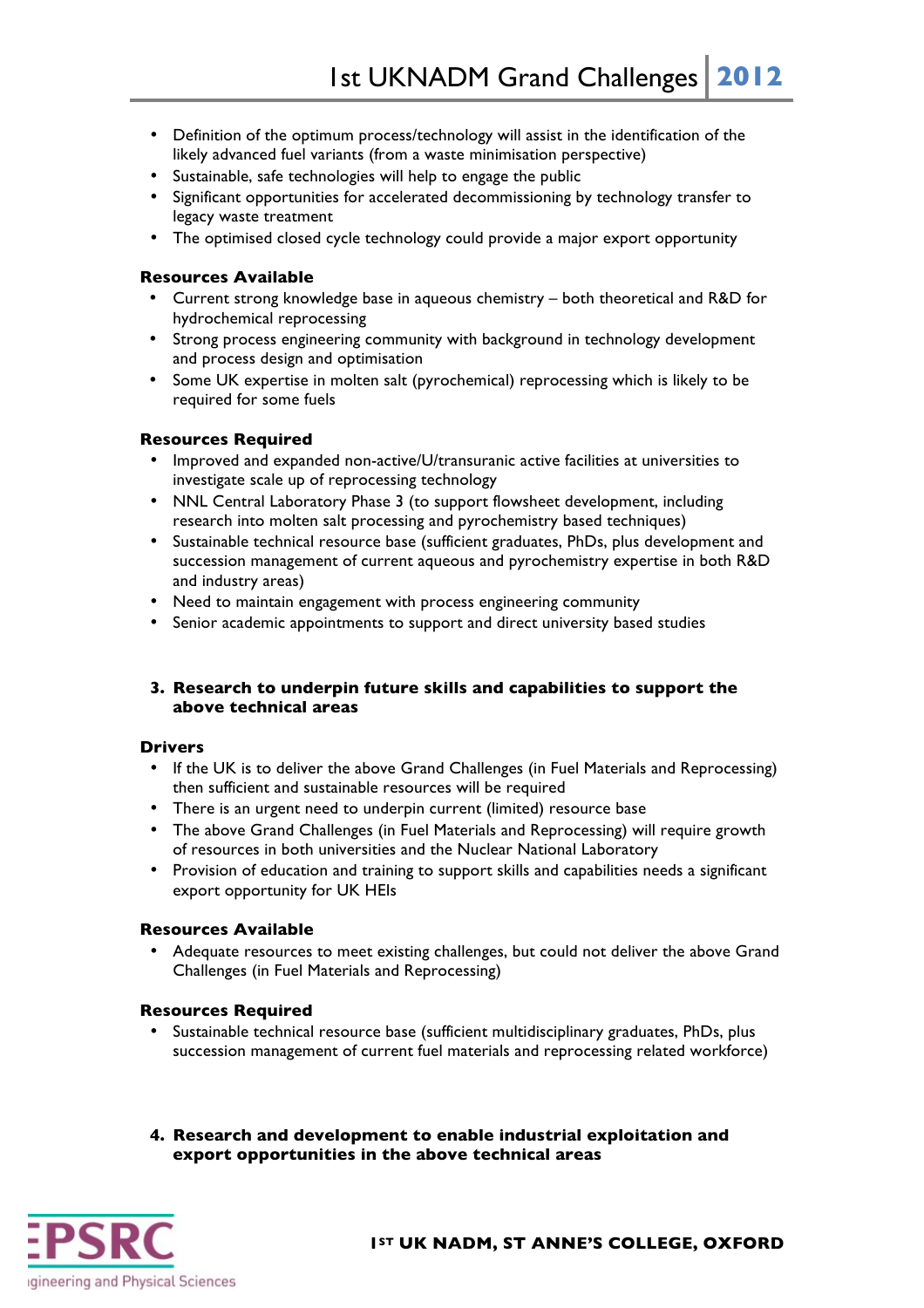- Definition of the optimum process/technology will assist in the identification of the likely advanced fuel variants (from a waste minimisation perspective)
- Sustainable, safe technologies will help to engage the public
- Significant opportunities for accelerated decommissioning by technology transfer to legacy waste treatment
- The optimised closed cycle technology could provide a major export opportunity

**Resources Available**

- Current strong knowledge base in aqueous chemistry – both theoretical and R&D for hydrochemical reprocessing
- Strong process engineering community with background in technology development and process design and optimisation
- Some UK expertise in molten salt (pyrochemical) reprocessing which is likely to be required for some fuels

**Resources Required**

- Improved and expanded non-active/U/transuranic active facilities at universities to investigate scale up of reprocessing technology
- NNL Central Laboratory Phase 3 (to support flowsheet development, including research into molten salt processing and pyrochemistry based techniques)
- Sustainable technical resource base (sufficient graduates, PhDs, plus development and succession management of current aqueous and pyrochemistry expertise in both R&D and industry areas)
- Need to maintain engagement with process engineering community
- Senior academic appointments to support and direct university based studies

### 3. Research to underpin future skills and capabilities to support the above technical areas

**Drivers**

- If the UK is to deliver the above Grand Challenges (in Fuel Materials and Reprocessing) then sufficient and sustainable resources will be required
- There is an urgent need to underpin current (limited) resource base
- The above Grand Challenges (in Fuel Materials and Reprocessing) will require growth of resources in both universities and the Nuclear National Laboratory
- Provision of education and training to support skills and capabilities needs a significant export opportunity for UK HEIs

**Resources Available**

- Adequate resources to meet existing challenges, but could not deliver the above Grand Challenges (in Fuel Materials and Reprocessing)

**Resources Required**

- Sustainable technical resource base (sufficient multidisciplinary graduates, PhDs, plus succession management of current fuel materials and reprocessing related workforce)

### 4. Research and development to enable industrial exploitation and export opportunities in the above technical areas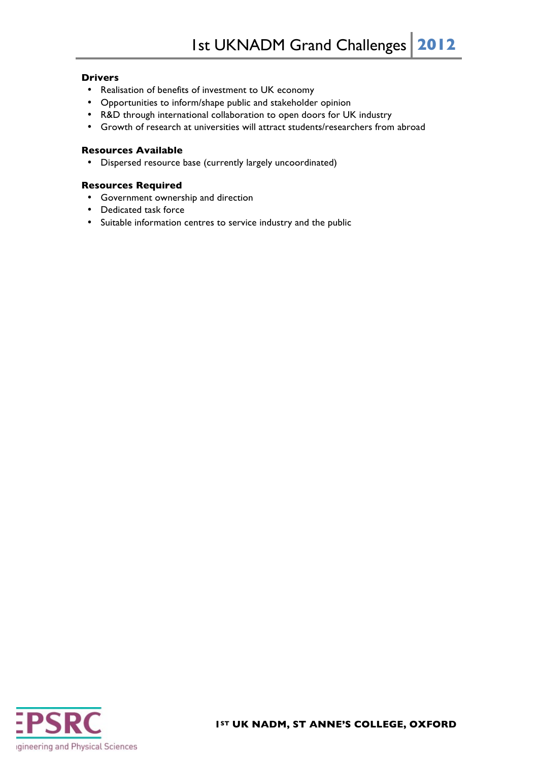**Drivers**

- Realisation of benefits of investment to UK economy
- Opportunities to inform/shape public and stakeholder opinion
- R&D through international collaboration to open doors for UK industry
- Growth of research at universities will attract students/researchers from abroad

**Resources Available**

- Dispersed resource base (currently largely uncoordinated)

**Resources Required**

- Government ownership and direction
- Dedicated task force
- Suitable information centres to service industry and the public